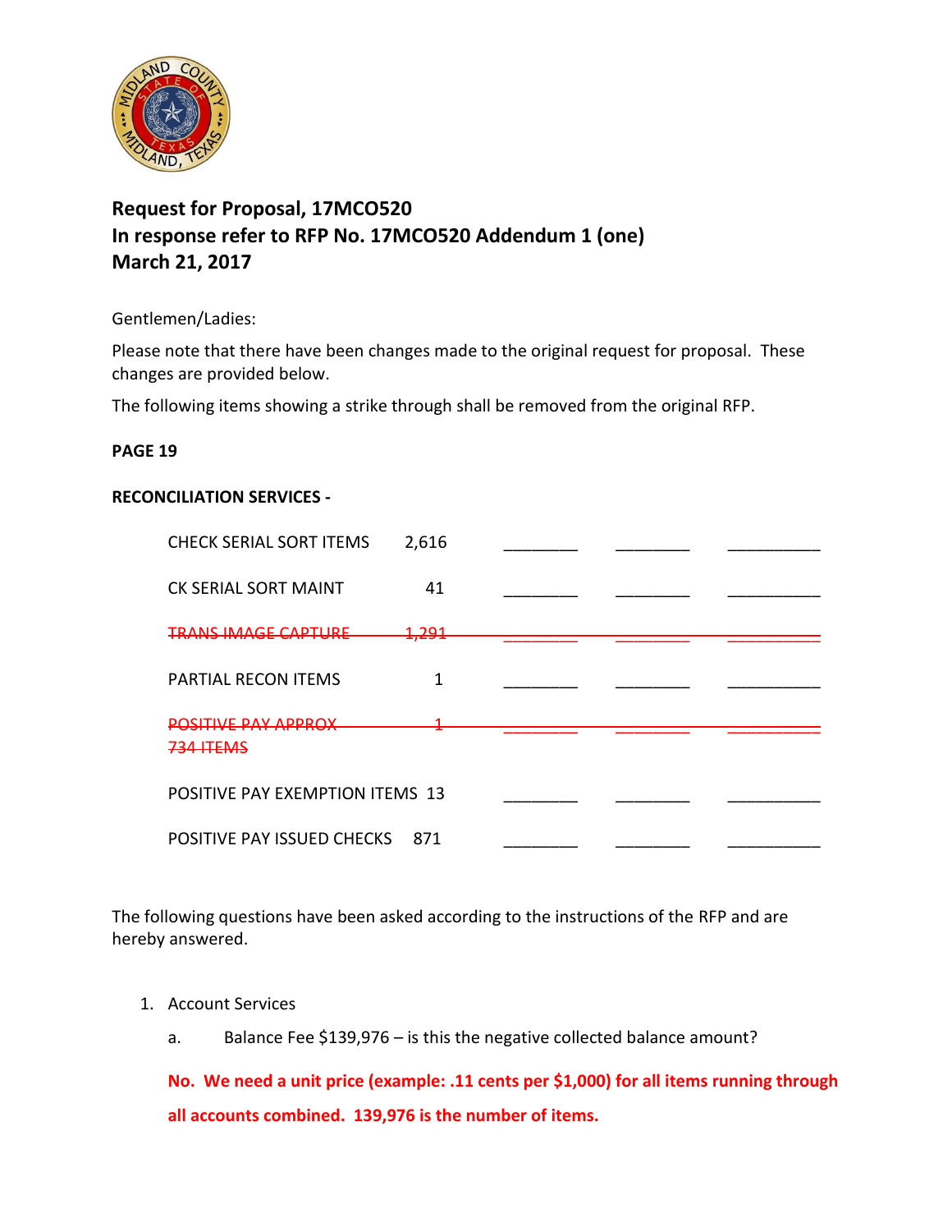**Request for Proposal, 17MCO520**
**In response refer to RFP No. 17MCO520 Addendum 1 (one)**
**March 21, 2017**

Gentlemen/Ladies:

Please note that there have been changes made to the original request for proposal. These changes are provided below.

The following items showing a strike through shall be removed from the original RFP.

**PAGE 19**

**RECONCILIATION SERVICES -**

| | | | | |
|---|---|---|---|---|
| CHECK SERIAL SORT ITEMS | 2,616 | ________ | ________ | __________ |
| CK SERIAL SORT MAINT | 41 | ________ | ________ | __________ |
| ~~TRANS IMAGE CAPTURE~~ | ~~1,291~~ | ~~________~~ | ~~________~~ | ~~__________~~ |
| PARTIAL RECON ITEMS | 1 | ________ | ________ | __________ |
| ~~POSITIVE PAY APPROX 734 ITEMS~~ | ~~1~~ | ~~________~~ | ~~________~~ | ~~__________~~ |
| POSITIVE PAY EXEMPTION ITEMS | 13 | ________ | ________ | __________ |
| POSITIVE PAY ISSUED CHECKS | 871 | ________ | ________ | __________ |

The following questions have been asked according to the instructions of the RFP and are hereby answered.

1. Account Services
   a. Balance Fee $139,976 – is this the negative collected balance amount?

   **No. We need a unit price (example: .11 cents per $1,000) for all items running through all accounts combined. 139,976 is the number of items.**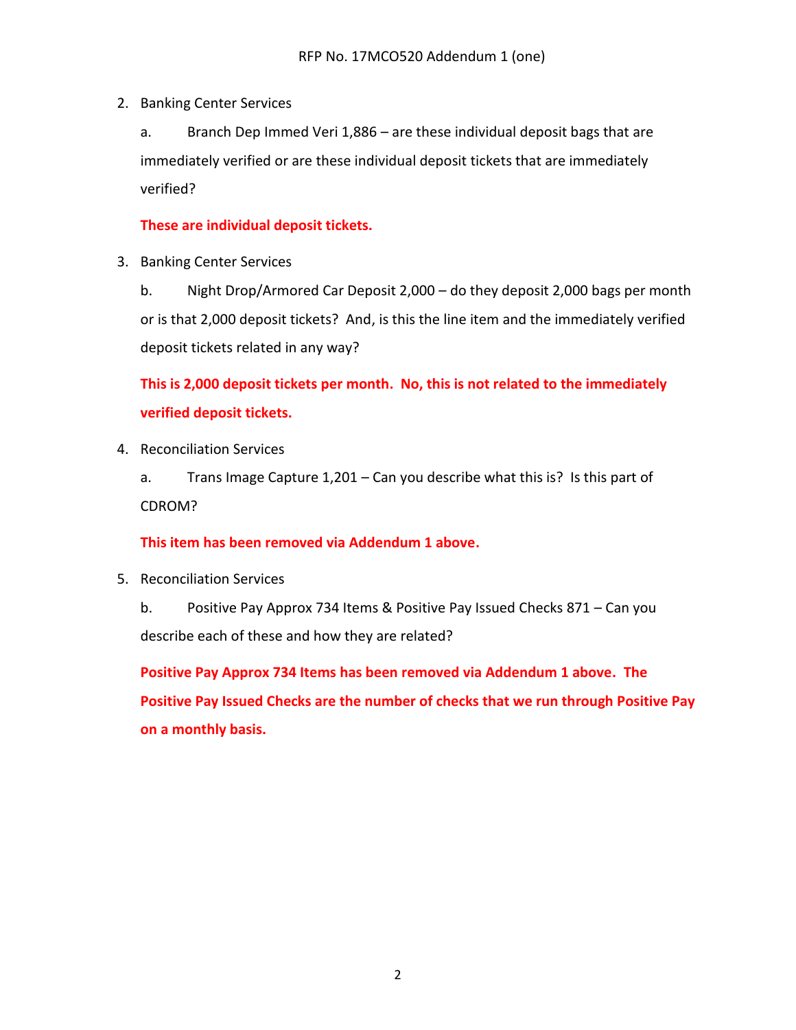2. Banking Center Services

   a. Branch Dep Immed Veri 1,886 – are these individual deposit bags that are immediately verified or are these individual deposit tickets that are immediately verified?

   **These are individual deposit tickets.**

3. Banking Center Services

   b. Night Drop/Armored Car Deposit 2,000 – do they deposit 2,000 bags per month or is that 2,000 deposit tickets? And, is this the line item and the immediately verified deposit tickets related in any way?

   **This is 2,000 deposit tickets per month. No, this is not related to the immediately verified deposit tickets.**

4. Reconciliation Services

   a. Trans Image Capture 1,201 – Can you describe what this is? Is this part of CDROM?

   **This item has been removed via Addendum 1 above.**

5. Reconciliation Services

   b. Positive Pay Approx 734 Items & Positive Pay Issued Checks 871 – Can you describe each of these and how they are related?

   **Positive Pay Approx 734 Items has been removed via Addendum 1 above. The Positive Pay Issued Checks are the number of checks that we run through Positive Pay on a monthly basis.**